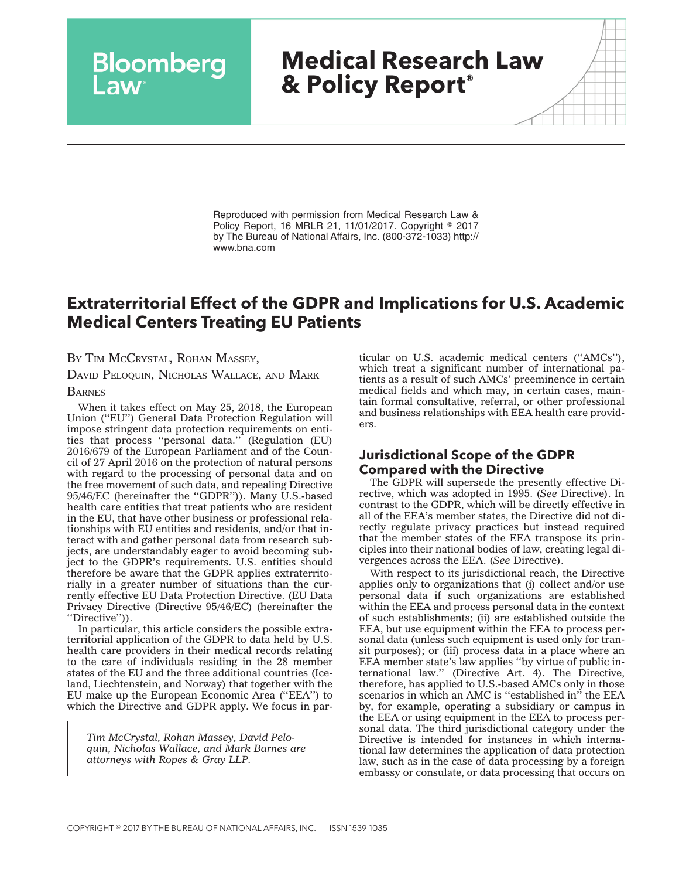Bloomberg Law

# Medical Research Law & Policy Report®

Reproduced with permission from Medical Research Law & Policy Report, 16 MRLR 21, 11/01/2017. Copyright © 2017 by The Bureau of National Affairs, Inc. (800-372-1033) http://www.bna.com

## Extraterritorial Effect of the GDPR and Implications for U.S. Academic Medical Centers Treating EU Patients

BY TIM MCCRYSTAL, ROHAN MASSEY, DAVID PELOQUIN, NICHOLAS WALLACE, AND MARK BARNES

When it takes effect on May 25, 2018, the European Union (''EU'') General Data Protection Regulation will impose stringent data protection requirements on entities that process ''personal data.'' (Regulation (EU) 2016/679 of the European Parliament and of the Council of 27 April 2016 on the protection of natural persons with regard to the processing of personal data and on the free movement of such data, and repealing Directive 95/46/EC (hereinafter the ''GDPR'')). Many U.S.-based health care entities that treat patients who are resident in the EU, that have other business or professional relationships with EU entities and residents, and/or that interact with and gather personal data from research subjects, are understandably eager to avoid becoming subject to the GDPR's requirements. U.S. entities should therefore be aware that the GDPR applies extraterritorially in a greater number of situations than the currently effective EU Data Protection Directive. (EU Data Privacy Directive (Directive 95/46/EC) (hereinafter the ''Directive'')).

In particular, this article considers the possible extraterritorial application of the GDPR to data held by U.S. health care providers in their medical records relating to the care of individuals residing in the 28 member states of the EU and the three additional countries (Iceland, Liechtenstein, and Norway) that together with the EU make up the European Economic Area (''EEA'') to which the Directive and GDPR apply. We focus in particular on U.S. academic medical centers (''AMCs''), which treat a significant number of international patients as a result of such AMCs' preeminence in certain medical fields and which may, in certain cases, maintain formal consultative, referral, or other professional and business relationships with EEA health care providers.

*Tim McCrystal, Rohan Massey, David Peloquin, Nicholas Wallace, and Mark Barnes are attorneys with Ropes & Gray LLP.*

### Jurisdictional Scope of the GDPR Compared with the Directive

The GDPR will supersede the presently effective Directive, which was adopted in 1995. (*See* Directive). In contrast to the GDPR, which will be directly effective in all of the EEA's member states, the Directive did not directly regulate privacy practices but instead required that the member states of the EEA transpose its principles into their national bodies of law, creating legal divergences across the EEA. (*See* Directive).

With respect to its jurisdictional reach, the Directive applies only to organizations that (i) collect and/or use personal data if such organizations are established within the EEA and process personal data in the context of such establishments; (ii) are established outside the EEA, but use equipment within the EEA to process personal data (unless such equipment is used only for transit purposes); or (iii) process data in a place where an EEA member state's law applies ''by virtue of public international law.'' (Directive Art. 4). The Directive, therefore, has applied to U.S.-based AMCs only in those scenarios in which an AMC is ''established in'' the EEA by, for example, operating a subsidiary or campus in the EEA or using equipment in the EEA to process personal data. The third jurisdictional category under the Directive is intended for instances in which international law determines the application of data protection law, such as in the case of data processing by a foreign embassy or consulate, or data processing that occurs on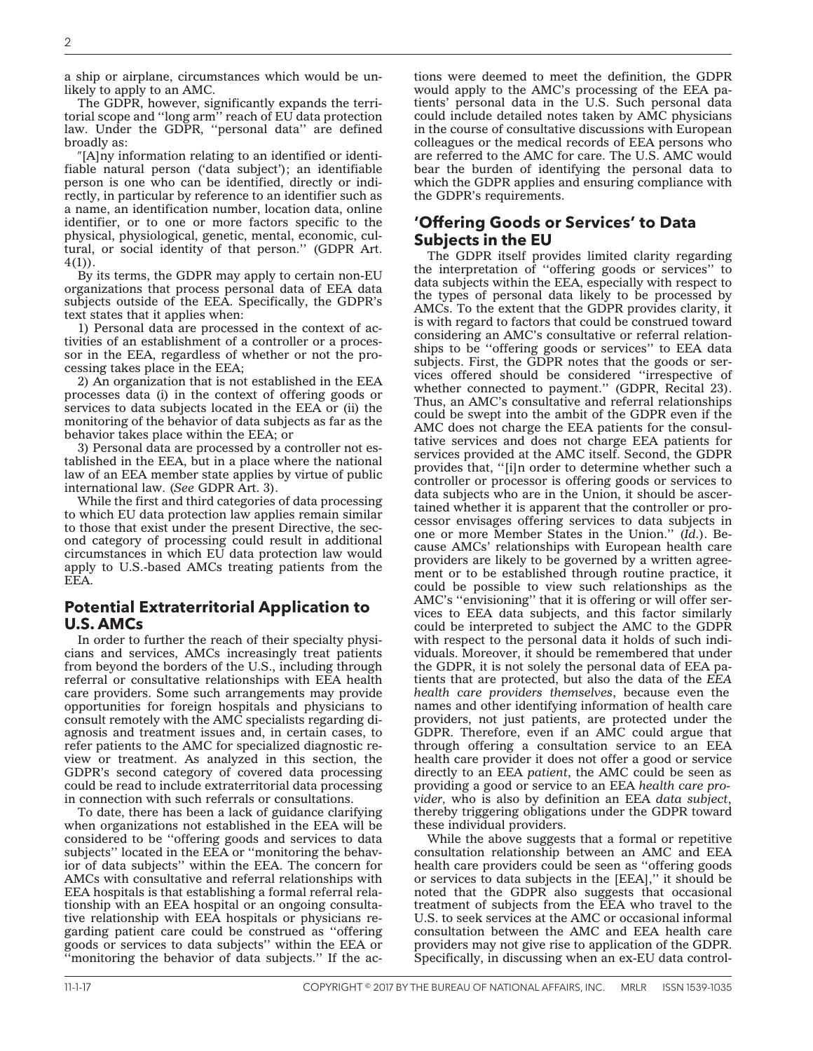a ship or airplane, circumstances which would be unlikely to apply to an AMC.

The GDPR, however, significantly expands the territorial scope and ''long arm'' reach of EU data protection law. Under the GDPR, ''personal data'' are defined broadly as:

"[A]ny information relating to an identified or identifiable natural person ('data subject'); an identifiable person is one who can be identified, directly or indirectly, in particular by reference to an identifier such as a name, an identification number, location data, online identifier, or to one or more factors specific to the physical, physiological, genetic, mental, economic, cultural, or social identity of that person.'' (GDPR Art. 4(1)).

By its terms, the GDPR may apply to certain non-EU organizations that process personal data of EEA data subjects outside of the EEA. Specifically, the GDPR's text states that it applies when:

1) Personal data are processed in the context of activities of an establishment of a controller or a processor in the EEA, regardless of whether or not the processing takes place in the EEA;

2) An organization that is not established in the EEA processes data (i) in the context of offering goods or services to data subjects located in the EEA or (ii) the monitoring of the behavior of data subjects as far as the behavior takes place within the EEA; or

3) Personal data are processed by a controller not established in the EEA, but in a place where the national law of an EEA member state applies by virtue of public international law. (*See* GDPR Art. 3).

While the first and third categories of data processing to which EU data protection law applies remain similar to those that exist under the present Directive, the second category of processing could result in additional circumstances in which EU data protection law would apply to U.S.-based AMCs treating patients from the EEA.

## Potential Extraterritorial Application to U.S. AMCs

In order to further the reach of their specialty physicians and services, AMCs increasingly treat patients from beyond the borders of the U.S., including through referral or consultative relationships with EEA health care providers. Some such arrangements may provide opportunities for foreign hospitals and physicians to consult remotely with the AMC specialists regarding diagnosis and treatment issues and, in certain cases, to refer patients to the AMC for specialized diagnostic review or treatment. As analyzed in this section, the GDPR's second category of covered data processing could be read to include extraterritorial data processing in connection with such referrals or consultations.

To date, there has been a lack of guidance clarifying when organizations not established in the EEA will be considered to be ''offering goods and services to data subjects'' located in the EEA or ''monitoring the behavior of data subjects'' within the EEA. The concern for AMCs with consultative and referral relationships with EEA hospitals is that establishing a formal referral relationship with an EEA hospital or an ongoing consultative relationship with EEA hospitals or physicians regarding patient care could be construed as ''offering goods or services to data subjects'' within the EEA or ''monitoring the behavior of data subjects.'' If the actions were deemed to meet the definition, the GDPR would apply to the AMC's processing of the EEA patients' personal data in the U.S. Such personal data could include detailed notes taken by AMC physicians in the course of consultative discussions with European colleagues or the medical records of EEA persons who are referred to the AMC for care. The U.S. AMC would bear the burden of identifying the personal data to which the GDPR applies and ensuring compliance with the GDPR's requirements.

## 'Offering Goods or Services' to Data Subjects in the EU

The GDPR itself provides limited clarity regarding the interpretation of ''offering goods or services'' to data subjects within the EEA, especially with respect to the types of personal data likely to be processed by AMCs. To the extent that the GDPR provides clarity, it is with regard to factors that could be construed toward considering an AMC's consultative or referral relationships to be ''offering goods or services'' to EEA data subjects. First, the GDPR notes that the goods or services offered should be considered ''irrespective of whether connected to payment.'' (GDPR, Recital 23). Thus, an AMC's consultative and referral relationships could be swept into the ambit of the GDPR even if the AMC does not charge the EEA patients for the consultative services and does not charge EEA patients for services provided at the AMC itself. Second, the GDPR provides that, ''[i]n order to determine whether such a controller or processor is offering goods or services to data subjects who are in the Union, it should be ascertained whether it is apparent that the controller or processor envisages offering services to data subjects in one or more Member States in the Union.'' (*Id.*). Because AMCs' relationships with European health care providers are likely to be governed by a written agreement or to be established through routine practice, it could be possible to view such relationships as the AMC's ''envisioning'' that it is offering or will offer services to EEA data subjects, and this factor similarly could be interpreted to subject the AMC to the GDPR with respect to the personal data it holds of such individuals. Moreover, it should be remembered that under the GDPR, it is not solely the personal data of EEA patients that are protected, but also the data of the *EEA health care providers themselves*, because even the names and other identifying information of health care providers, not just patients, are protected under the GDPR. Therefore, even if an AMC could argue that through offering a consultation service to an EEA health care provider it does not offer a good or service directly to an EEA *patient*, the AMC could be seen as providing a good or service to an EEA *health care provider*, who is also by definition an EEA *data subject*, thereby triggering obligations under the GDPR toward these individual providers.

While the above suggests that a formal or repetitive consultation relationship between an AMC and EEA health care providers could be seen as ''offering goods or services to data subjects in the [EEA],'' it should be noted that the GDPR also suggests that occasional treatment of subjects from the EEA who travel to the U.S. to seek services at the AMC or occasional informal consultation between the AMC and EEA health care providers may not give rise to application of the GDPR. Specifically, in discussing when an ex-EU data control-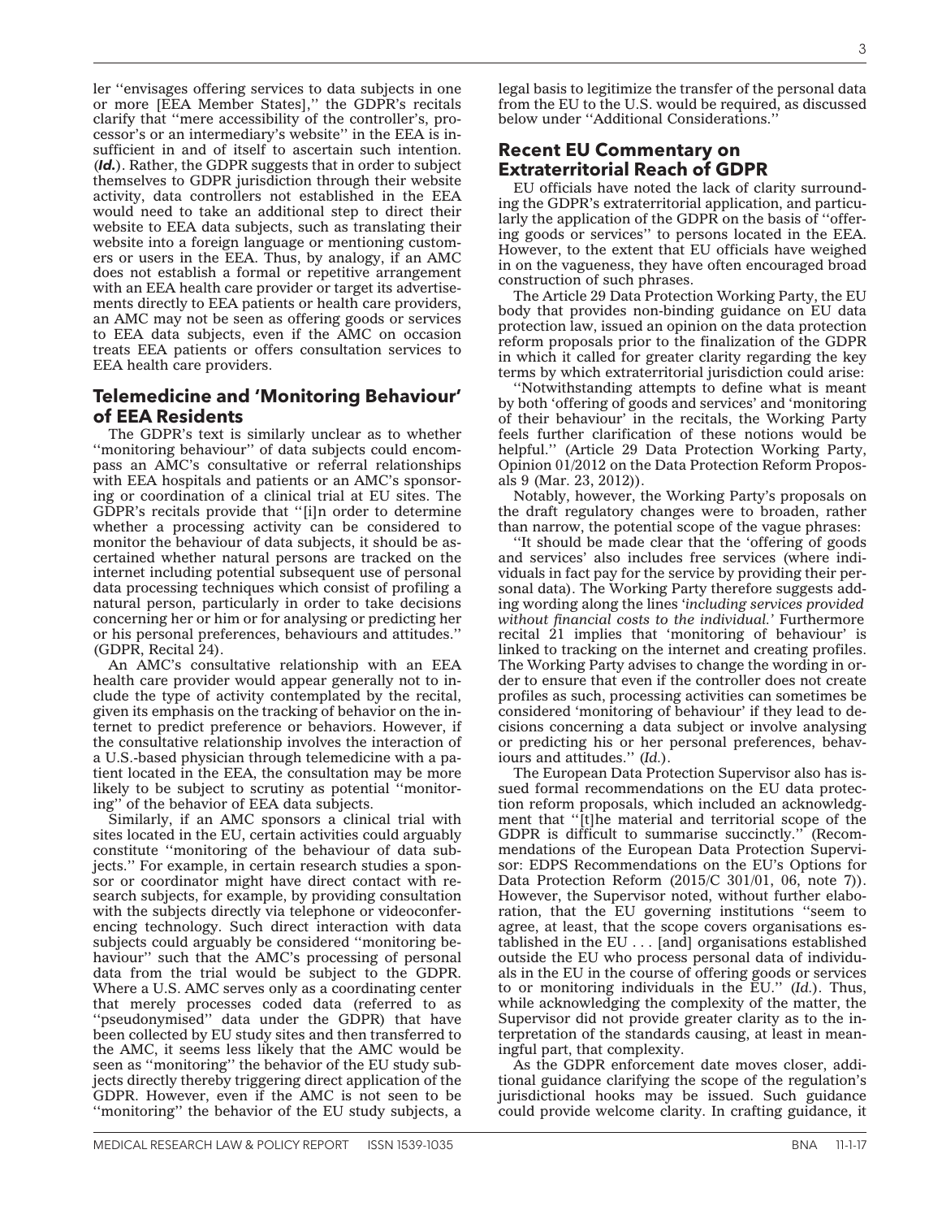ler ''envisages offering services to data subjects in one or more [EEA Member States],'' the GDPR's recitals clarify that ''mere accessibility of the controller's, processor's or an intermediary's website'' in the EEA is insufficient in and of itself to ascertain such intention. (***Id.***). Rather, the GDPR suggests that in order to subject themselves to GDPR jurisdiction through their website activity, data controllers not established in the EEA would need to take an additional step to direct their website to EEA data subjects, such as translating their website into a foreign language or mentioning customers or users in the EEA. Thus, by analogy, if an AMC does not establish a formal or repetitive arrangement with an EEA health care provider or target its advertisements directly to EEA patients or health care providers, an AMC may not be seen as offering goods or services to EEA data subjects, even if the AMC on occasion treats EEA patients or offers consultation services to EEA health care providers.

## Telemedicine and 'Monitoring Behaviour' of EEA Residents

The GDPR's text is similarly unclear as to whether ''monitoring behaviour'' of data subjects could encompass an AMC's consultative or referral relationships with EEA hospitals and patients or an AMC's sponsoring or coordination of a clinical trial at EU sites. The GDPR's recitals provide that ''[i]n order to determine whether a processing activity can be considered to monitor the behaviour of data subjects, it should be ascertained whether natural persons are tracked on the internet including potential subsequent use of personal data processing techniques which consist of profiling a natural person, particularly in order to take decisions concerning her or him or for analysing or predicting her or his personal preferences, behaviours and attitudes.'' (GDPR, Recital 24).

An AMC's consultative relationship with an EEA health care provider would appear generally not to include the type of activity contemplated by the recital, given its emphasis on the tracking of behavior on the internet to predict preference or behaviors. However, if the consultative relationship involves the interaction of a U.S.-based physician through telemedicine with a patient located in the EEA, the consultation may be more likely to be subject to scrutiny as potential ''monitoring'' of the behavior of EEA data subjects.

Similarly, if an AMC sponsors a clinical trial with sites located in the EU, certain activities could arguably constitute ''monitoring of the behaviour of data subjects.'' For example, in certain research studies a sponsor or coordinator might have direct contact with research subjects, for example, by providing consultation with the subjects directly via telephone or videoconferencing technology. Such direct interaction with data subjects could arguably be considered ''monitoring behaviour'' such that the AMC's processing of personal data from the trial would be subject to the GDPR. Where a U.S. AMC serves only as a coordinating center that merely processes coded data (referred to as ''pseudonymised'' data under the GDPR) that have been collected by EU study sites and then transferred to the AMC, it seems less likely that the AMC would be seen as ''monitoring'' the behavior of the EU study subjects directly thereby triggering direct application of the GDPR. However, even if the AMC is not seen to be ''monitoring'' the behavior of the EU study subjects, a legal basis to legitimize the transfer of the personal data from the EU to the U.S. would be required, as discussed below under ''Additional Considerations.''

## Recent EU Commentary on Extraterritorial Reach of GDPR

EU officials have noted the lack of clarity surrounding the GDPR's extraterritorial application, and particularly the application of the GDPR on the basis of ''offering goods or services'' to persons located in the EEA. However, to the extent that EU officials have weighed in on the vagueness, they have often encouraged broad construction of such phrases.

The Article 29 Data Protection Working Party, the EU body that provides non-binding guidance on EU data protection law, issued an opinion on the data protection reform proposals prior to the finalization of the GDPR in which it called for greater clarity regarding the key terms by which extraterritorial jurisdiction could arise:

''Notwithstanding attempts to define what is meant by both 'offering of goods and services' and 'monitoring of their behaviour' in the recitals, the Working Party feels further clarification of these notions would be helpful.'' (Article 29 Data Protection Working Party, Opinion 01/2012 on the Data Protection Reform Proposals 9 (Mar. 23, 2012)).

Notably, however, the Working Party's proposals on the draft regulatory changes were to broaden, rather than narrow, the potential scope of the vague phrases:

''It should be made clear that the 'offering of goods and services' also includes free services (where individuals in fact pay for the service by providing their personal data). The Working Party therefore suggests adding wording along the lines '*including services provided without financial costs to the individual.*' Furthermore recital 21 implies that 'monitoring of behaviour' is linked to tracking on the internet and creating profiles. The Working Party advises to change the wording in order to ensure that even if the controller does not create profiles as such, processing activities can sometimes be considered 'monitoring of behaviour' if they lead to decisions concerning a data subject or involve analysing or predicting his or her personal preferences, behaviours and attitudes.'' (*Id.*).

The European Data Protection Supervisor also has issued formal recommendations on the EU data protection reform proposals, which included an acknowledgment that ''[t]he material and territorial scope of the GDPR is difficult to summarise succinctly.'' (Recommendations of the European Data Protection Supervisor: EDPS Recommendations on the EU's Options for Data Protection Reform (2015/C 301/01, 06, note 7)). However, the Supervisor noted, without further elaboration, that the EU governing institutions ''seem to agree, at least, that the scope covers organisations established in the EU . . . [and] organisations established outside the EU who process personal data of individuals in the EU in the course of offering goods or services to or monitoring individuals in the EU.'' (*Id.*). Thus, while acknowledging the complexity of the matter, the Supervisor did not provide greater clarity as to the interpretation of the standards causing, at least in meaningful part, that complexity.

As the GDPR enforcement date moves closer, additional guidance clarifying the scope of the regulation's jurisdictional hooks may be issued. Such guidance could provide welcome clarity. In crafting guidance, it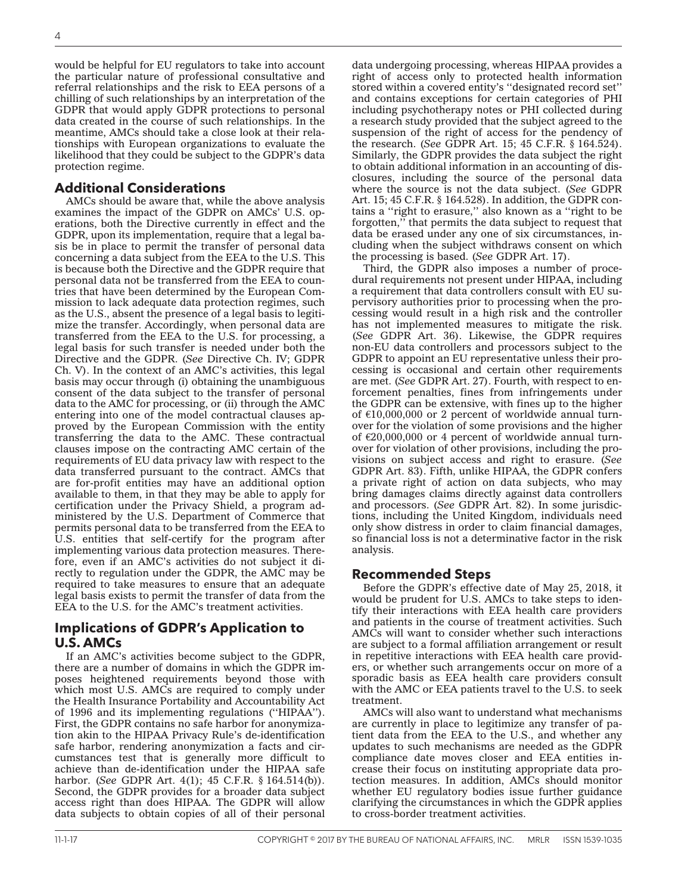would be helpful for EU regulators to take into account the particular nature of professional consultative and referral relationships and the risk to EEA persons of a chilling of such relationships by an interpretation of the GDPR that would apply GDPR protections to personal data created in the course of such relationships. In the meantime, AMCs should take a close look at their relationships with European organizations to evaluate the likelihood that they could be subject to the GDPR's data protection regime.

## Additional Considerations

AMCs should be aware that, while the above analysis examines the impact of the GDPR on AMCs' U.S. operations, both the Directive currently in effect and the GDPR, upon its implementation, require that a legal basis be in place to permit the transfer of personal data concerning a data subject from the EEA to the U.S. This is because both the Directive and the GDPR require that personal data not be transferred from the EEA to countries that have been determined by the European Commission to lack adequate data protection regimes, such as the U.S., absent the presence of a legal basis to legitimize the transfer. Accordingly, when personal data are transferred from the EEA to the U.S. for processing, a legal basis for such transfer is needed under both the Directive and the GDPR. (*See* Directive Ch. IV; GDPR Ch. V). In the context of an AMC's activities, this legal basis may occur through (i) obtaining the unambiguous consent of the data subject to the transfer of personal data to the AMC for processing, or (ii) through the AMC entering into one of the model contractual clauses approved by the European Commission with the entity transferring the data to the AMC. These contractual clauses impose on the contracting AMC certain of the requirements of EU data privacy law with respect to the data transferred pursuant to the contract. AMCs that are for-profit entities may have an additional option available to them, in that they may be able to apply for certification under the Privacy Shield, a program administered by the U.S. Department of Commerce that permits personal data to be transferred from the EEA to U.S. entities that self-certify for the program after implementing various data protection measures. Therefore, even if an AMC's activities do not subject it directly to regulation under the GDPR, the AMC may be required to take measures to ensure that an adequate legal basis exists to permit the transfer of data from the EEA to the U.S. for the AMC's treatment activities.

## Implications of GDPR's Application to U.S. AMCs

If an AMC's activities become subject to the GDPR, there are a number of domains in which the GDPR imposes heightened requirements beyond those with which most U.S. AMCs are required to comply under the Health Insurance Portability and Accountability Act of 1996 and its implementing regulations (''HIPAA''). First, the GDPR contains no safe harbor for anonymization akin to the HIPAA Privacy Rule's de-identification safe harbor, rendering anonymization a facts and circumstances test that is generally more difficult to achieve than de-identification under the HIPAA safe harbor. (*See* GDPR Art. 4(1); 45 C.F.R. § 164.514(b)). Second, the GDPR provides for a broader data subject access right than does HIPAA. The GDPR will allow data subjects to obtain copies of all of their personal data undergoing processing, whereas HIPAA provides a right of access only to protected health information stored within a covered entity's ''designated record set'' and contains exceptions for certain categories of PHI including psychotherapy notes or PHI collected during a research study provided that the subject agreed to the suspension of the right of access for the pendency of the research. (*See* GDPR Art. 15; 45 C.F.R. § 164.524). Similarly, the GDPR provides the data subject the right to obtain additional information in an accounting of disclosures, including the source of the personal data where the source is not the data subject. (*See* GDPR Art. 15; 45 C.F.R. § 164.528). In addition, the GDPR contains a ''right to erasure,'' also known as a ''right to be forgotten,'' that permits the data subject to request that data be erased under any one of six circumstances, including when the subject withdraws consent on which the processing is based. (*See* GDPR Art. 17).

Third, the GDPR also imposes a number of procedural requirements not present under HIPAA, including a requirement that data controllers consult with EU supervisory authorities prior to processing when the processing would result in a high risk and the controller has not implemented measures to mitigate the risk. (*See* GDPR Art. 36). Likewise, the GDPR requires non-EU data controllers and processors subject to the GDPR to appoint an EU representative unless their processing is occasional and certain other requirements are met. (*See* GDPR Art. 27). Fourth, with respect to enforcement penalties, fines from infringements under the GDPR can be extensive, with fines up to the higher of €10,000,000 or 2 percent of worldwide annual turnover for the violation of some provisions and the higher of €20,000,000 or 4 percent of worldwide annual turnover for violation of other provisions, including the provisions on subject access and right to erasure. (*See* GDPR Art. 83). Fifth, unlike HIPAA, the GDPR confers a private right of action on data subjects, who may bring damages claims directly against data controllers and processors. (*See* GDPR Art. 82). In some jurisdictions, including the United Kingdom, individuals need only show distress in order to claim financial damages, so financial loss is not a determinative factor in the risk analysis.

## Recommended Steps

Before the GDPR's effective date of May 25, 2018, it would be prudent for U.S. AMCs to take steps to identify their interactions with EEA health care providers and patients in the course of treatment activities. Such AMCs will want to consider whether such interactions are subject to a formal affiliation arrangement or result in repetitive interactions with EEA health care providers, or whether such arrangements occur on more of a sporadic basis as EEA health care providers consult with the AMC or EEA patients travel to the U.S. to seek treatment.

AMCs will also want to understand what mechanisms are currently in place to legitimize any transfer of patient data from the EEA to the U.S., and whether any updates to such mechanisms are needed as the GDPR compliance date moves closer and EEA entities increase their focus on instituting appropriate data protection measures. In addition, AMCs should monitor whether EU regulatory bodies issue further guidance clarifying the circumstances in which the GDPR applies to cross-border treatment activities.